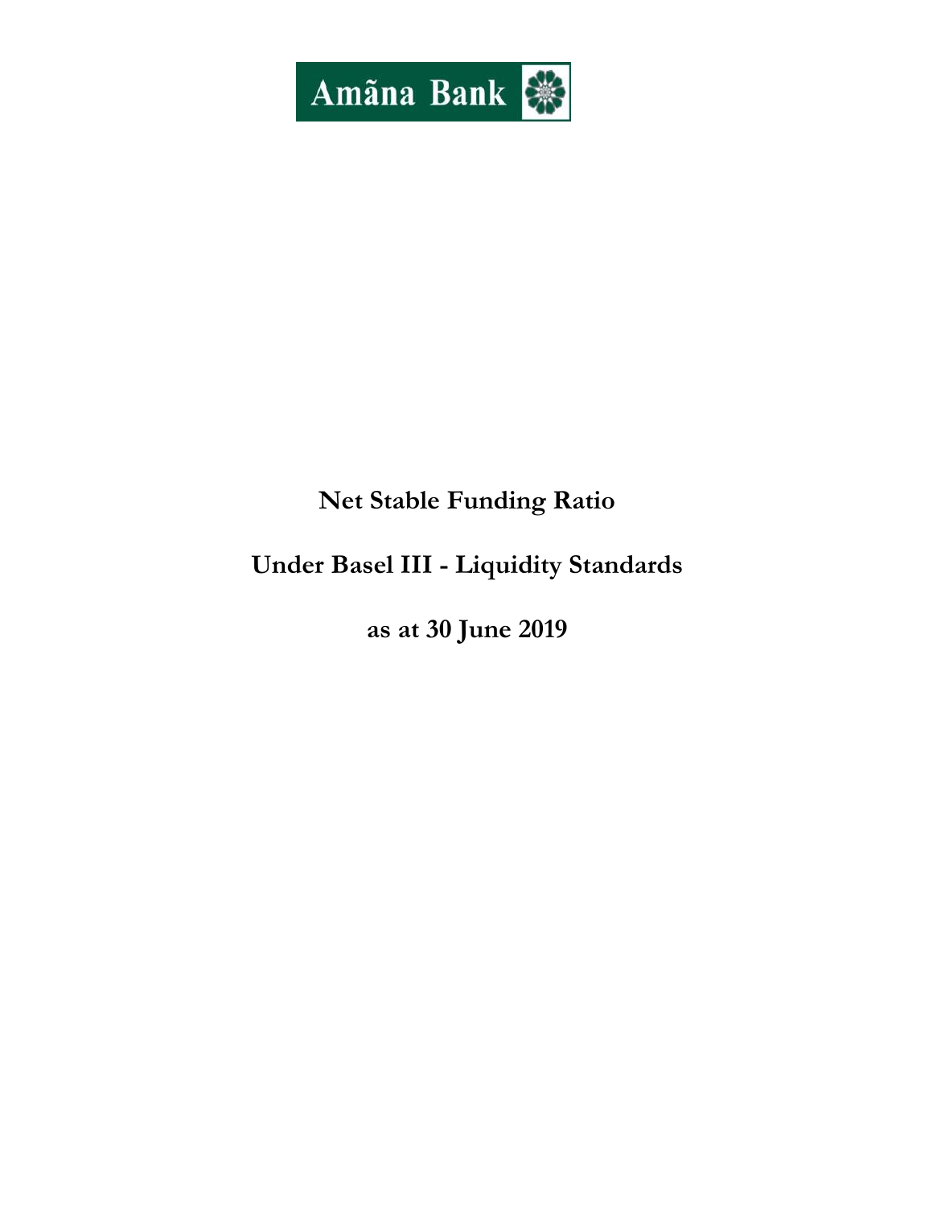Amãna Bank

# Net Stable Funding Ratio

# Under Basel III - Liquidity Standards

# as at 30 June 2019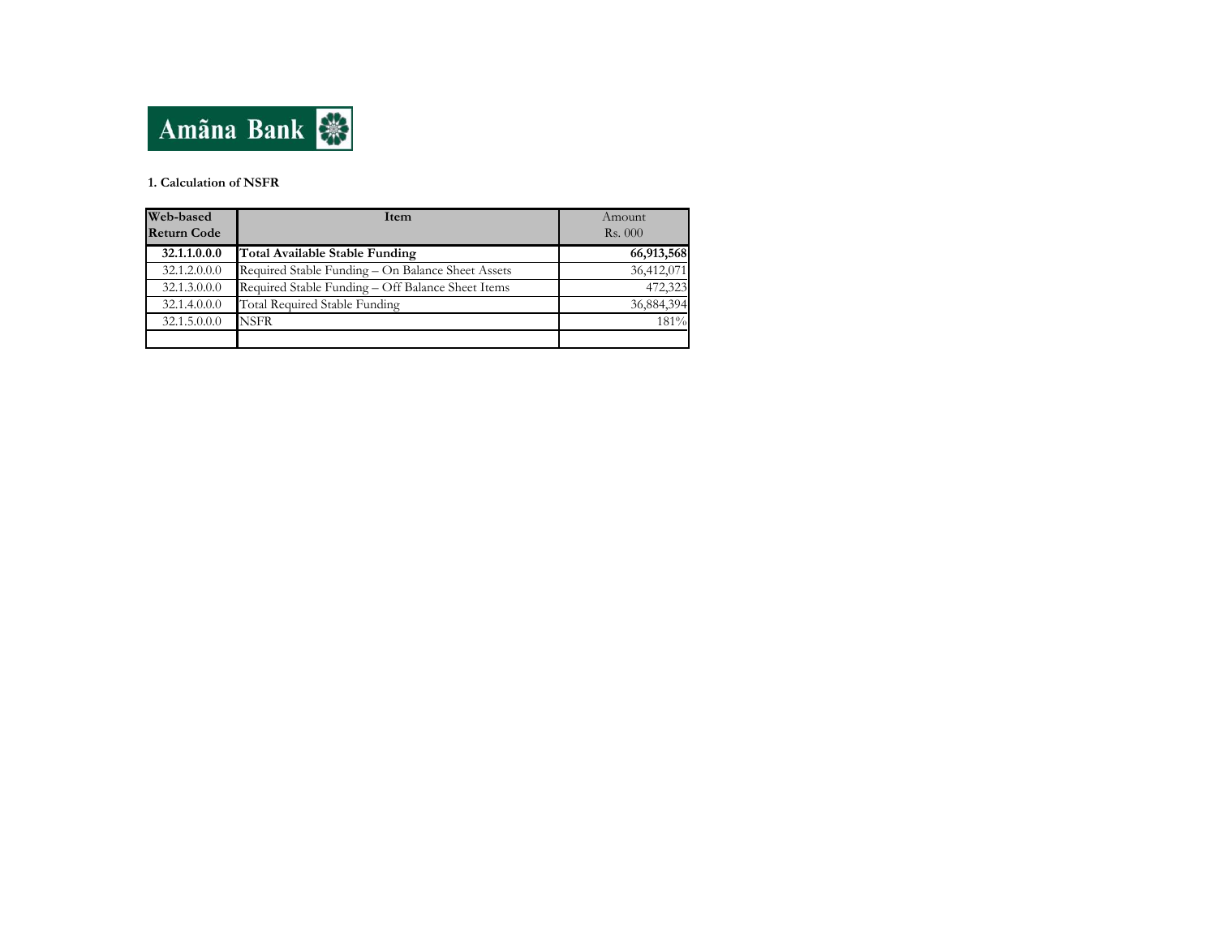Amãna Bank

**1. Calculation of NSFR**

| Web-based Return Code | Item | Amount Rs. 000 |
|---|---|---|
| **32.1.1.0.0.0** | **Total Available Stable Funding** | **66,913,568** |
| 32.1.2.0.0.0 | Required Stable Funding – On Balance Sheet Assets | 36,412,071 |
| 32.1.3.0.0.0 | Required Stable Funding – Off Balance Sheet Items | 472,323 |
| 32.1.4.0.0.0 | Total Required Stable Funding | 36,884,394 |
| 32.1.5.0.0.0 | NSFR | 181% |
| | | |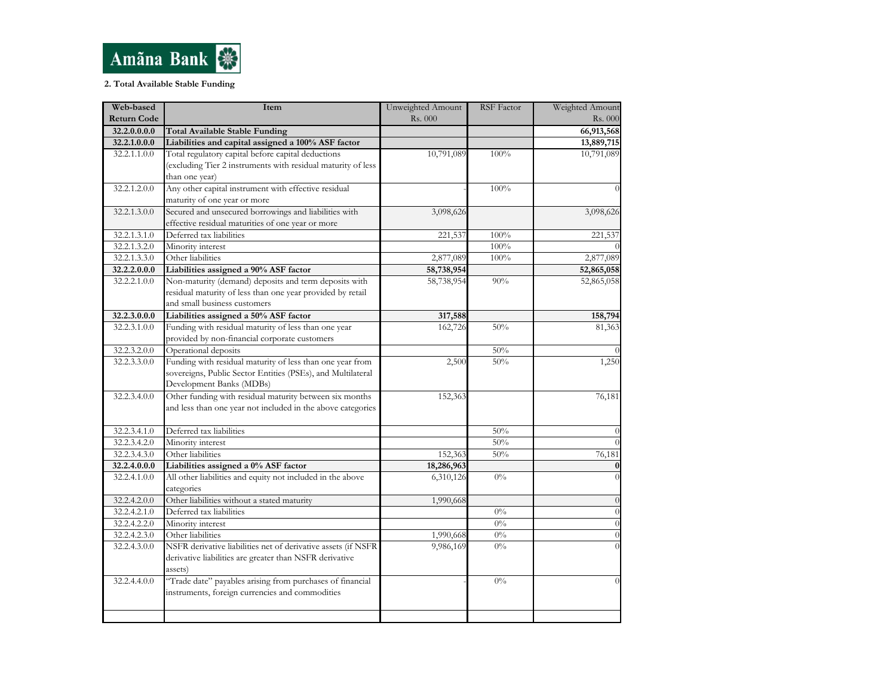Amãna Bank

**2. Total Available Stable Funding**

| Web-based Return Code | Item | Unweighted Amount Rs. 000 | RSF Factor | Weighted Amount Rs. 000 |
|---|---|---|---|---|
| **32.2.0.0.0.0** | **Total Available Stable Funding** | | | **66,913,568** |
| **32.2.1.0.0.0** | **Liabilities and capital assigned a 100% ASF factor** | | | **13,889,715** |
| 32.2.1.1.0.0 | Total regulatory capital before capital deductions (excluding Tier 2 instruments with residual maturity of less than one year) | 10,791,089 | 100% | 10,791,089 |
| 32.2.1.2.0.0 | Any other capital instrument with effective residual maturity of one year or more | - | 100% | 0 |
| 32.2.1.3.0.0 | Secured and unsecured borrowings and liabilities with effective residual maturities of one year or more | 3,098,626 | | 3,098,626 |
| 32.2.1.3.1.0 | Deferred tax liabilities | 221,537 | 100% | 221,537 |
| 32.2.1.3.2.0 | Minority interest | | 100% | 0 |
| 32.2.1.3.3.0 | Other liabilities | 2,877,089 | 100% | 2,877,089 |
| **32.2.2.0.0.0** | **Liabilities assigned a 90% ASF factor** | **58,738,954** | | **52,865,058** |
| 32.2.2.1.0.0 | Non-maturity (demand) deposits and term deposits with residual maturity of less than one year provided by retail and small business customers | 58,738,954 | 90% | 52,865,058 |
| **32.2.3.0.0.0** | **Liabilities assigned a 50% ASF factor** | **317,588** | | **158,794** |
| 32.2.3.1.0.0 | Funding with residual maturity of less than one year provided by non-financial corporate customers | 162,726 | 50% | 81,363 |
| 32.2.3.2.0.0 | Operational deposits | | 50% | 0 |
| 32.2.3.3.0.0 | Funding with residual maturity of less than one year from sovereigns, Public Sector Entities (PSEs), and Multilateral Development Banks (MDBs) | 2,500 | 50% | 1,250 |
| 32.2.3.4.0.0 | Other funding with residual maturity between six months and less than one year not included in the above categories | 152,363 | | 76,181 |
| 32.2.3.4.1.0 | Deferred tax liabilities | | 50% | 0 |
| 32.2.3.4.2.0 | Minority interest | | 50% | 0 |
| 32.2.3.4.3.0 | Other liabilities | 152,363 | 50% | 76,181 |
| **32.2.4.0.0.0** | **Liabilities assigned a 0% ASF factor** | **18,286,963** | | **0** |
| 32.2.4.1.0.0 | All other liabilities and equity not included in the above categories | 6,310,126 | 0% | 0 |
| 32.2.4.2.0.0 | Other liabilities without a stated maturity | 1,990,668 | | 0 |
| 32.2.4.2.1.0 | Deferred tax liabilities | | 0% | 0 |
| 32.2.4.2.2.0 | Minority interest | | 0% | 0 |
| 32.2.4.2.3.0 | Other liabilities | 1,990,668 | 0% | 0 |
| 32.2.4.3.0.0 | NSFR derivative liabilities net of derivative assets (if NSFR derivative liabilities are greater than NSFR derivative assets) | 9,986,169 | 0% | 0 |
| 32.2.4.4.0.0 | "Trade date" payables arising from purchases of financial instruments, foreign currencies and commodities | - | 0% | 0 |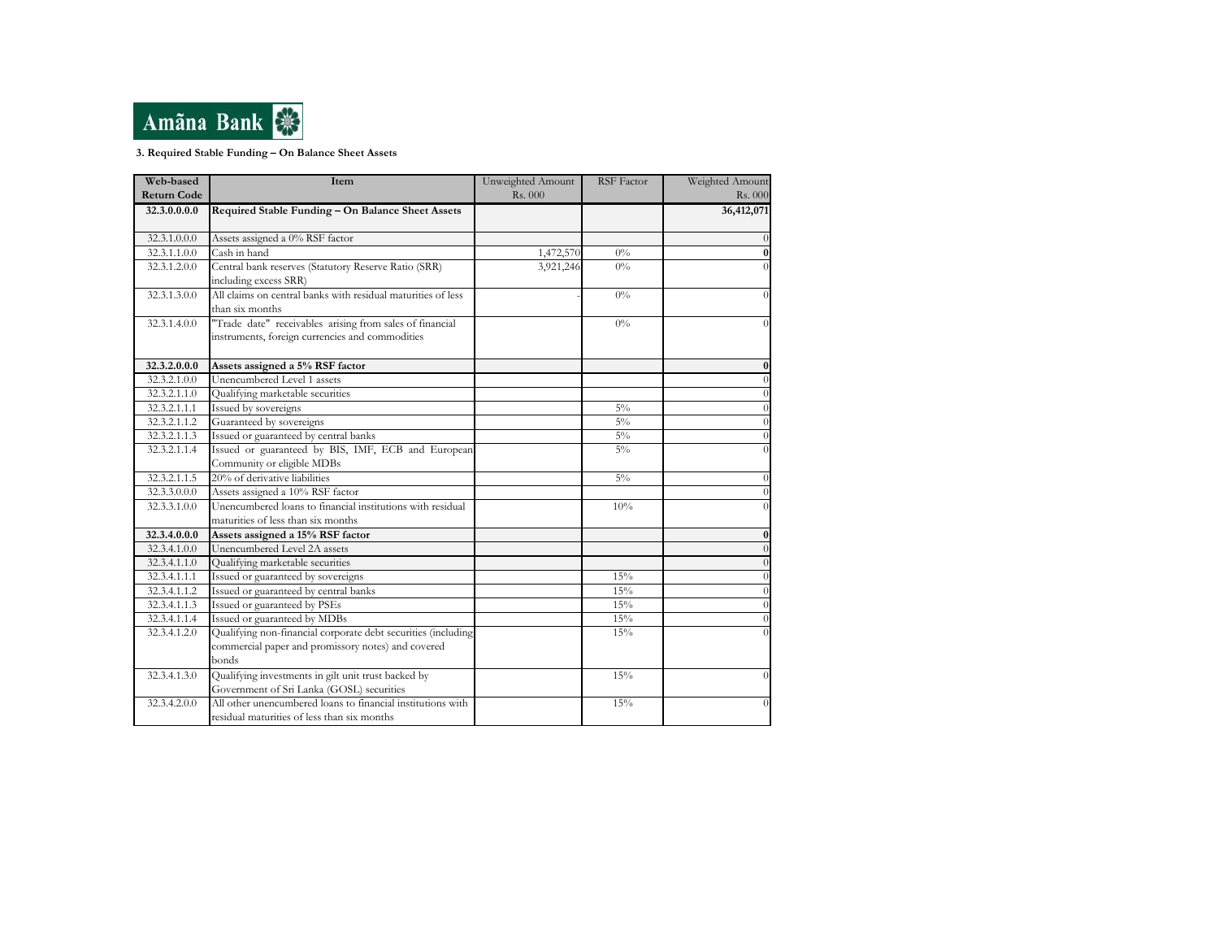Amãna Bank

**3. Required Stable Funding – On Balance Sheet Assets**

| Web-based Return Code | Item | Unweighted Amount Rs. 000 | RSF Factor | Weighted Amount Rs. 000 |
|---|---|---|---|---|
| **32.3.0.0.0.0** | **Required Stable Funding – On Balance Sheet Assets** | | | **36,412,071** |
| 32.3.1.0.0.0 | Assets assigned a 0% RSF factor | | | 0 |
| 32.3.1.1.0.0 | Cash in hand | 1,472,570 | 0% | **0** |
| 32.3.1.2.0.0 | Central bank reserves (Statutory Reserve Ratio (SRR) including excess SRR) | 3,921,246 | 0% | 0 |
| 32.3.1.3.0.0 | All claims on central banks with residual maturities of less than six months | - | 0% | 0 |
| 32.3.1.4.0.0 | "Trade date" receivables arising from sales of financial instruments, foreign currencies and commodities | | 0% | 0 |
| **32.3.2.0.0.0** | **Assets assigned a 5% RSF factor** | | | **0** |
| 32.3.2.1.0.0 | Unencumbered Level 1 assets | | | 0 |
| 32.3.2.1.1.0 | Qualifying marketable securities | | | 0 |
| 32.3.2.1.1.1 | Issued by sovereigns | | 5% | 0 |
| 32.3.2.1.1.2 | Guaranteed by sovereigns | | 5% | 0 |
| 32.3.2.1.1.3 | Issued or guaranteed by central banks | | 5% | 0 |
| 32.3.2.1.1.4 | Issued or guaranteed by BIS, IMF, ECB and European Community or eligible MDBs | | 5% | 0 |
| 32.3.2.1.1.5 | 20% of derivative liabilities | | 5% | 0 |
| 32.3.3.0.0.0 | Assets assigned a 10% RSF factor | | | 0 |
| 32.3.3.1.0.0 | Unencumbered loans to financial institutions with residual maturities of less than six months | | 10% | 0 |
| **32.3.4.0.0.0** | **Assets assigned a 15% RSF factor** | | | **0** |
| 32.3.4.1.0.0 | Unencumbered Level 2A assets | | | 0 |
| 32.3.4.1.1.0 | Qualifying marketable securities | | | 0 |
| 32.3.4.1.1.1 | Issued or guaranteed by sovereigns | | 15% | 0 |
| 32.3.4.1.1.2 | Issued or guaranteed by central banks | | 15% | 0 |
| 32.3.4.1.1.3 | Issued or guaranteed by PSEs | | 15% | 0 |
| 32.3.4.1.1.4 | Issued or guaranteed by MDBs | | 15% | 0 |
| 32.3.4.1.2.0 | Qualifying non-financial corporate debt securities (including commercial paper and promissory notes) and covered bonds | | 15% | 0 |
| 32.3.4.1.3.0 | Qualifying investments in gilt unit trust backed by Government of Sri Lanka (GOSL) securities | | 15% | 0 |
| 32.3.4.2.0.0 | All other unencumbered loans to financial institutions with residual maturities of less than six months | | 15% | 0 |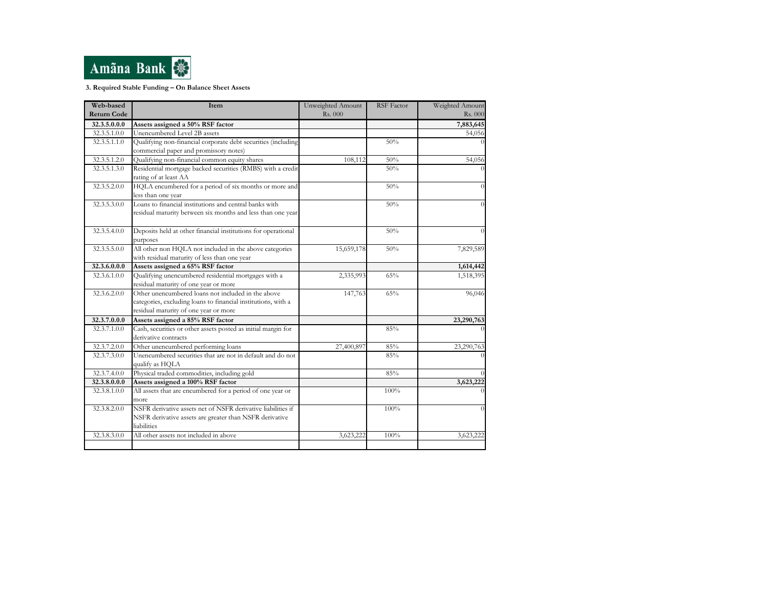Amãna Bank

### 3. Required Stable Funding – On Balance Sheet Assets

| Web-based Return Code | Item | Unweighted Amount Rs. 000 | RSF Factor | Weighted Amount Rs. 000 |
|---|---|---|---|---|
| **32.3.5.0.0.0** | **Assets assigned a 50% RSF factor** | | | **7,883,645** |
| 32.3.5.1.0.0 | Unencumbered Level 2B assets | | | 54,056 |
| 32.3.5.1.1.0 | Qualifying non-financial corporate debt securities (including commercial paper and promissory notes) | | 50% | 0 |
| 32.3.5.1.2.0 | Qualifying non-financial common equity shares | 108,112 | 50% | 54,056 |
| 32.3.5.1.3.0 | Residential mortgage backed securities (RMBS) with a credit rating of at least AA | | 50% | 0 |
| 32.3.5.2.0.0 | HQLA encumbered for a period of six months or more and less than one year | | 50% | 0 |
| 32.3.5.3.0.0 | Loans to financial institutions and central banks with residual maturity between six months and less than one year | | 50% | 0 |
| 32.3.5.4.0.0 | Deposits held at other financial institutions for operational purposes | | 50% | 0 |
| 32.3.5.5.0.0 | All other non HQLA not included in the above categories with residual maturity of less than one year | 15,659,178 | 50% | 7,829,589 |
| **32.3.6.0.0.0** | **Assets assigned a 65% RSF factor** | | | **1,614,442** |
| 32.3.6.1.0.0 | Qualifying unencumbered residential mortgages with a residual maturity of one year or more | 2,335,993 | 65% | 1,518,395 |
| 32.3.6.2.0.0 | Other unencumbered loans not included in the above categories, excluding loans to financial institutions, with a residual maturity of one year or more | 147,763 | 65% | 96,046 |
| **32.3.7.0.0.0** | **Assets assigned a 85% RSF factor** | | | **23,290,763** |
| 32.3.7.1.0.0 | Cash, securities or other assets posted as initial margin for derivative contracts | | 85% | 0 |
| 32.3.7.2.0.0 | Other unencumbered performing loans | 27,400,897 | 85% | 23,290,763 |
| 32.3.7.3.0.0 | Unencumbered securities that are not in default and do not qualify as HQLA | | 85% | 0 |
| 32.3.7.4.0.0 | Physical traded commodities, including gold | | 85% | 0 |
| **32.3.8.0.0.0** | **Assets assigned a 100% RSF factor** | | | **3,623,222** |
| 32.3.8.1.0.0 | All assets that are encumbered for a period of one year or more | | 100% | 0 |
| 32.3.8.2.0.0 | NSFR derivative assets net of NSFR derivative liabilities if NSFR derivative assets are greater than NSFR derivative liabilities | | 100% | 0 |
| 32.3.8.3.0.0 | All other assets not included in above | 3,623,222 | 100% | 3,623,222 |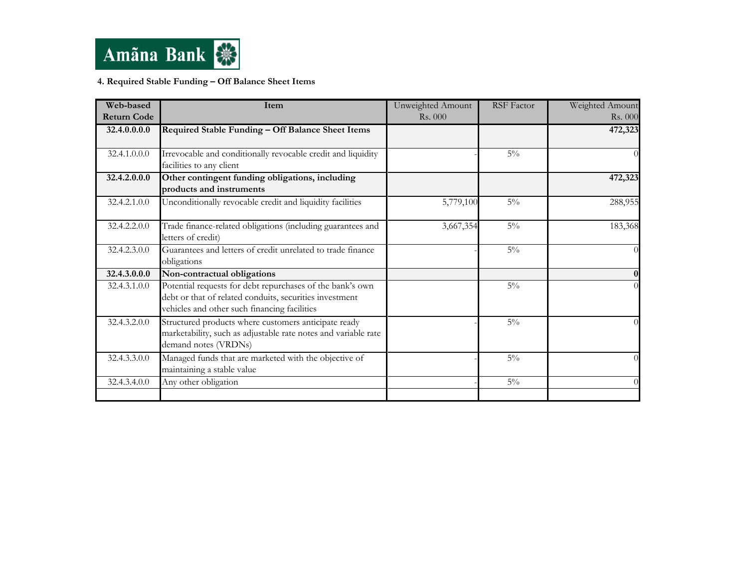Amãna Bank

### 4. Required Stable Funding – Off Balance Sheet Items

| Web-based Return Code | Item | Unweighted Amount Rs. 000 | RSF Factor | Weighted Amount Rs. 000 |
|---|---|---|---|---|
| **32.4.0.0.0.0** | **Required Stable Funding – Off Balance Sheet Items** | | | **472,323** |
| 32.4.1.0.0.0 | Irrevocable and conditionally revocable credit and liquidity facilities to any client | - | 5% | 0 |
| **32.4.2.0.0.0** | **Other contingent funding obligations, including products and instruments** | | | **472,323** |
| 32.4.2.1.0.0 | Unconditionally revocable credit and liquidity facilities | 5,779,100 | 5% | 288,955 |
| 32.4.2.2.0.0 | Trade finance-related obligations (including guarantees and letters of credit) | 3,667,354 | 5% | 183,368 |
| 32.4.2.3.0.0 | Guarantees and letters of credit unrelated to trade finance obligations | - | 5% | 0 |
| **32.4.3.0.0.0** | **Non-contractual obligations** | | | **0** |
| 32.4.3.1.0.0 | Potential requests for debt repurchases of the bank's own debt or that of related conduits, securities investment vehicles and other such financing facilities | | 5% | 0 |
| 32.4.3.2.0.0 | Structured products where customers anticipate ready marketability, such as adjustable rate notes and variable rate demand notes (VRDNs) | - | 5% | 0 |
| 32.4.3.3.0.0 | Managed funds that are marketed with the objective of maintaining a stable value | - | 5% | 0 |
| 32.4.3.4.0.0 | Any other obligation | - | 5% | 0 |